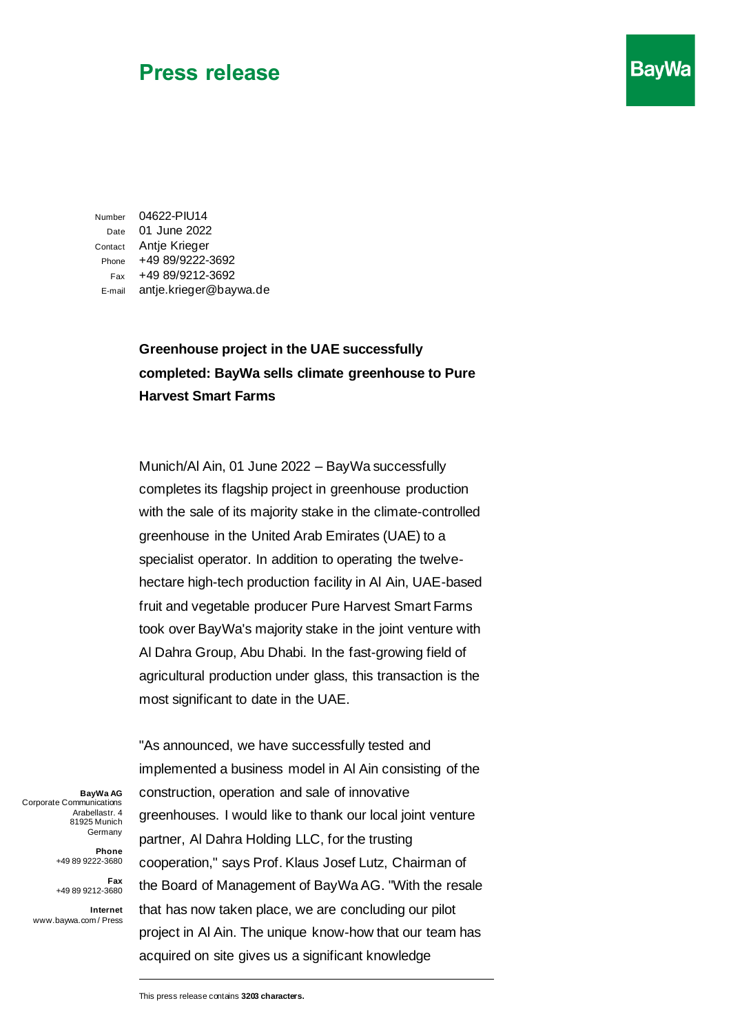# Press release

BayWa

Number 04622-PIU14
Date 01 June 2022
Contact Antje Krieger
Phone +49 89/9222-3692
Fax +49 89/9212-3692
E-mail antje.krieger@baywa.de

**Greenhouse project in the UAE successfully completed: BayWa sells climate greenhouse to Pure Harvest Smart Farms**

Munich/Al Ain, 01 June 2022 – BayWa successfully completes its flagship project in greenhouse production with the sale of its majority stake in the climate-controlled greenhouse in the United Arab Emirates (UAE) to a specialist operator. In addition to operating the twelve-hectare high-tech production facility in Al Ain, UAE-based fruit and vegetable producer Pure Harvest Smart Farms took over BayWa's majority stake in the joint venture with Al Dahra Group, Abu Dhabi. In the fast-growing field of agricultural production under glass, this transaction is the most significant to date in the UAE.

"As announced, we have successfully tested and implemented a business model in Al Ain consisting of the construction, operation and sale of innovative greenhouses. I would like to thank our local joint venture partner, Al Dahra Holding LLC, for the trusting cooperation," says Prof. Klaus Josef Lutz, Chairman of the Board of Management of BayWa AG. "With the resale that has now taken place, we are concluding our pilot project in Al Ain. The unique know-how that our team has acquired on site gives us a significant knowledge

**BayWa AG**
Corporate Communications
Arabellastr. 4
81925 Munich
Germany

**Phone**
+49 89 9222-3680

**Fax**
+49 89 9212-3680

**Internet**
www.baywa.com / Press

This press release contains **3203 characters.**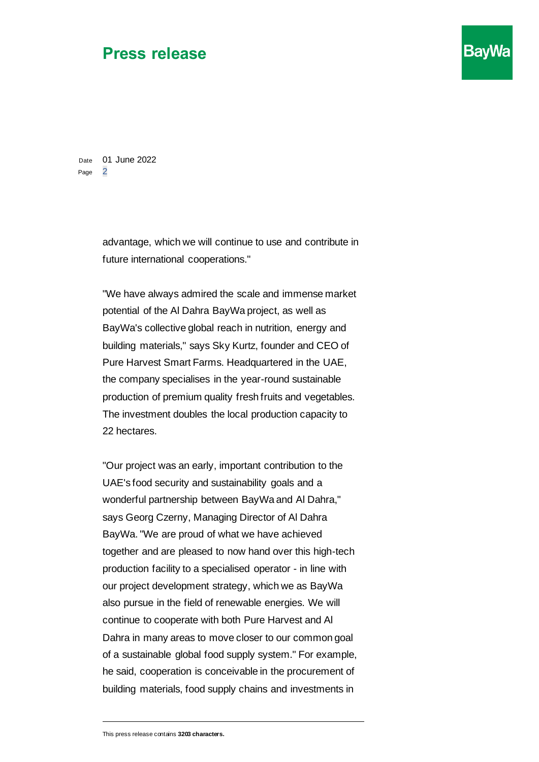advantage, which we will continue to use and contribute in future international cooperations."

"We have always admired the scale and immense market potential of the Al Dahra BayWa project, as well as BayWa's collective global reach in nutrition, energy and building materials," says Sky Kurtz, founder and CEO of Pure Harvest Smart Farms. Headquartered in the UAE, the company specialises in the year-round sustainable production of premium quality fresh fruits and vegetables. The investment doubles the local production capacity to 22 hectares.

"Our project was an early, important contribution to the UAE's food security and sustainability goals and a wonderful partnership between BayWa and Al Dahra," says Georg Czerny, Managing Director of Al Dahra BayWa. "We are proud of what we have achieved together and are pleased to now hand over this high-tech production facility to a specialised operator - in line with our project development strategy, which we as BayWa also pursue in the field of renewable energies. We will continue to cooperate with both Pure Harvest and Al Dahra in many areas to move closer to our common goal of a sustainable global food supply system." For example, he said, cooperation is conceivable in the procurement of building materials, food supply chains and investments in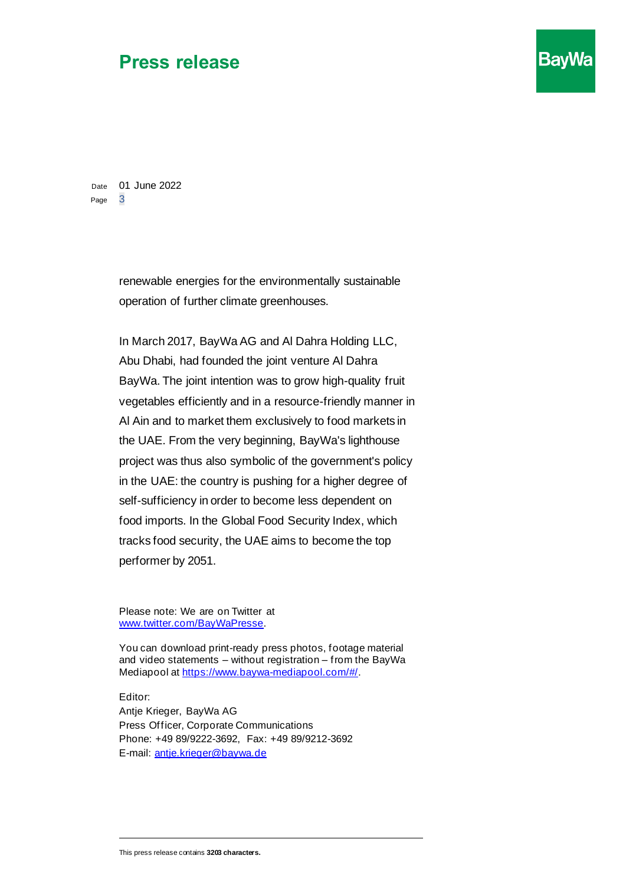renewable energies for the environmentally sustainable operation of further climate greenhouses.

In March 2017, BayWa AG and Al Dahra Holding LLC, Abu Dhabi, had founded the joint venture Al Dahra BayWa. The joint intention was to grow high-quality fruit vegetables efficiently and in a resource-friendly manner in Al Ain and to market them exclusively to food markets in the UAE. From the very beginning, BayWa's lighthouse project was thus also symbolic of the government's policy in the UAE: the country is pushing for a higher degree of self-sufficiency in order to become less dependent on food imports. In the Global Food Security Index, which tracks food security, the UAE aims to become the top performer by 2051.

Please note: We are on Twitter at www.twitter.com/BayWaPresse.

You can download print-ready press photos, footage material and video statements – without registration – from the BayWa Mediapool at https://www.baywa-mediapool.com/#/.

Editor:
Antje Krieger, BayWa AG
Press Officer, Corporate Communications
Phone: +49 89/9222-3692, Fax: +49 89/9212-3692
E-mail: antje.krieger@baywa.de

This press release contains **3203 characters.**